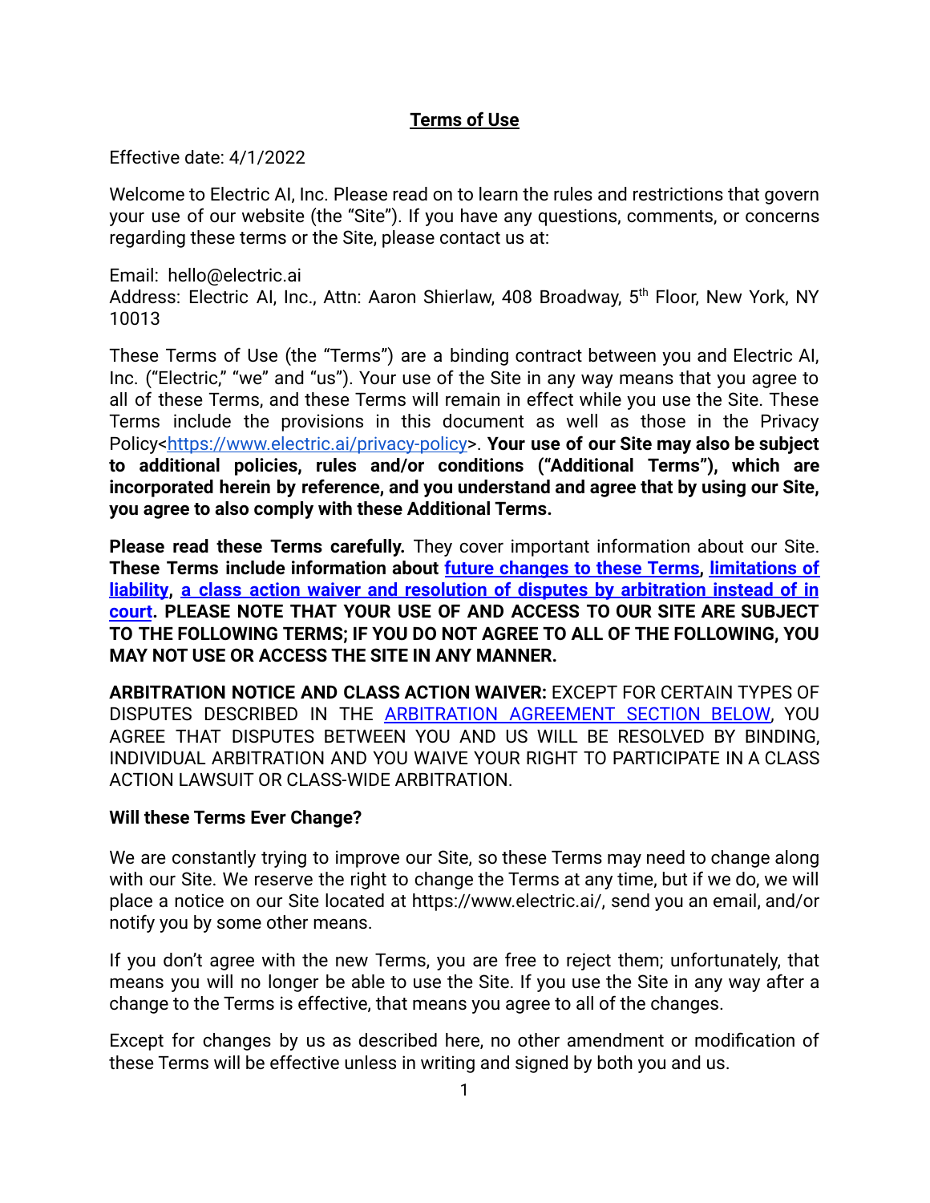# Terms of Use

Effective date: 4/1/2022

Welcome to Electric AI, Inc. Please read on to learn the rules and restrictions that govern your use of our website (the "Site"). If you have any questions, comments, or concerns regarding these terms or the Site, please contact us at:

Email: hello@electric.ai
Address: Electric AI, Inc., Attn: Aaron Shierlaw, 408 Broadway, 5th Floor, New York, NY 10013

These Terms of Use (the "Terms") are a binding contract between you and Electric AI, Inc. ("Electric," "we" and "us"). Your use of the Site in any way means that you agree to all of these Terms, and these Terms will remain in effect while you use the Site. These Terms include the provisions in this document as well as those in the Privacy Policy<https://www.electric.ai/privacy-policy>. **Your use of our Site may also be subject to additional policies, rules and/or conditions ("Additional Terms"), which are incorporated herein by reference, and you understand and agree that by using our Site, you agree to also comply with these Additional Terms.**

**Please read these Terms carefully.** They cover important information about our Site. **These Terms include information about future changes to these Terms, limitations of liability, a class action waiver and resolution of disputes by arbitration instead of in court. PLEASE NOTE THAT YOUR USE OF AND ACCESS TO OUR SITE ARE SUBJECT TO THE FOLLOWING TERMS; IF YOU DO NOT AGREE TO ALL OF THE FOLLOWING, YOU MAY NOT USE OR ACCESS THE SITE IN ANY MANNER.**

**ARBITRATION NOTICE AND CLASS ACTION WAIVER:** EXCEPT FOR CERTAIN TYPES OF DISPUTES DESCRIBED IN THE ARBITRATION AGREEMENT SECTION BELOW, YOU AGREE THAT DISPUTES BETWEEN YOU AND US WILL BE RESOLVED BY BINDING, INDIVIDUAL ARBITRATION AND YOU WAIVE YOUR RIGHT TO PARTICIPATE IN A CLASS ACTION LAWSUIT OR CLASS-WIDE ARBITRATION.

**Will these Terms Ever Change?**

We are constantly trying to improve our Site, so these Terms may need to change along with our Site. We reserve the right to change the Terms at any time, but if we do, we will place a notice on our Site located at https://www.electric.ai/, send you an email, and/or notify you by some other means.

If you don't agree with the new Terms, you are free to reject them; unfortunately, that means you will no longer be able to use the Site. If you use the Site in any way after a change to the Terms is effective, that means you agree to all of the changes.

Except for changes by us as described here, no other amendment or modification of these Terms will be effective unless in writing and signed by both you and us.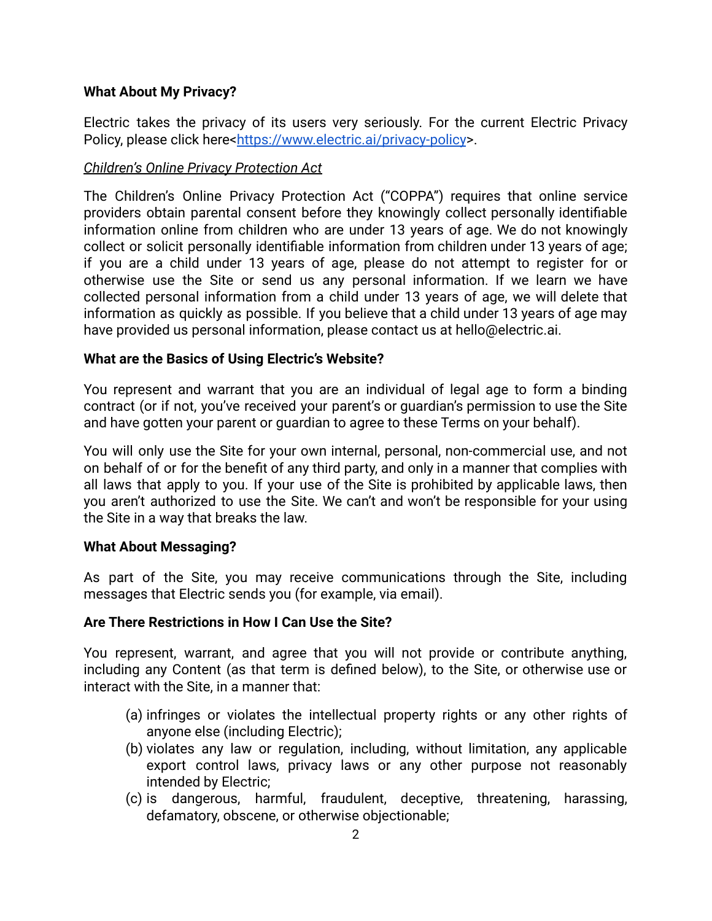**What About My Privacy?**

Electric takes the privacy of its users very seriously. For the current Electric Privacy Policy, please click here<[https://www.electric.ai/privacy-policy](https://www.electric.ai/privacy-policy)>.

*Children's Online Privacy Protection Act*

The Children's Online Privacy Protection Act ("COPPA") requires that online service providers obtain parental consent before they knowingly collect personally identifiable information online from children who are under 13 years of age. We do not knowingly collect or solicit personally identifiable information from children under 13 years of age; if you are a child under 13 years of age, please do not attempt to register for or otherwise use the Site or send us any personal information. If we learn we have collected personal information from a child under 13 years of age, we will delete that information as quickly as possible. If you believe that a child under 13 years of age may have provided us personal information, please contact us at hello@electric.ai.

**What are the Basics of Using Electric's Website?**

You represent and warrant that you are an individual of legal age to form a binding contract (or if not, you've received your parent's or guardian's permission to use the Site and have gotten your parent or guardian to agree to these Terms on your behalf).

You will only use the Site for your own internal, personal, non-commercial use, and not on behalf of or for the benefit of any third party, and only in a manner that complies with all laws that apply to you. If your use of the Site is prohibited by applicable laws, then you aren't authorized to use the Site. We can't and won't be responsible for your using the Site in a way that breaks the law.

**What About Messaging?**

As part of the Site, you may receive communications through the Site, including messages that Electric sends you (for example, via email).

**Are There Restrictions in How I Can Use the Site?**

You represent, warrant, and agree that you will not provide or contribute anything, including any Content (as that term is defined below), to the Site, or otherwise use or interact with the Site, in a manner that:

(a) infringes or violates the intellectual property rights or any other rights of anyone else (including Electric);

(b) violates any law or regulation, including, without limitation, any applicable export control laws, privacy laws or any other purpose not reasonably intended by Electric;

(c) is dangerous, harmful, fraudulent, deceptive, threatening, harassing, defamatory, obscene, or otherwise objectionable;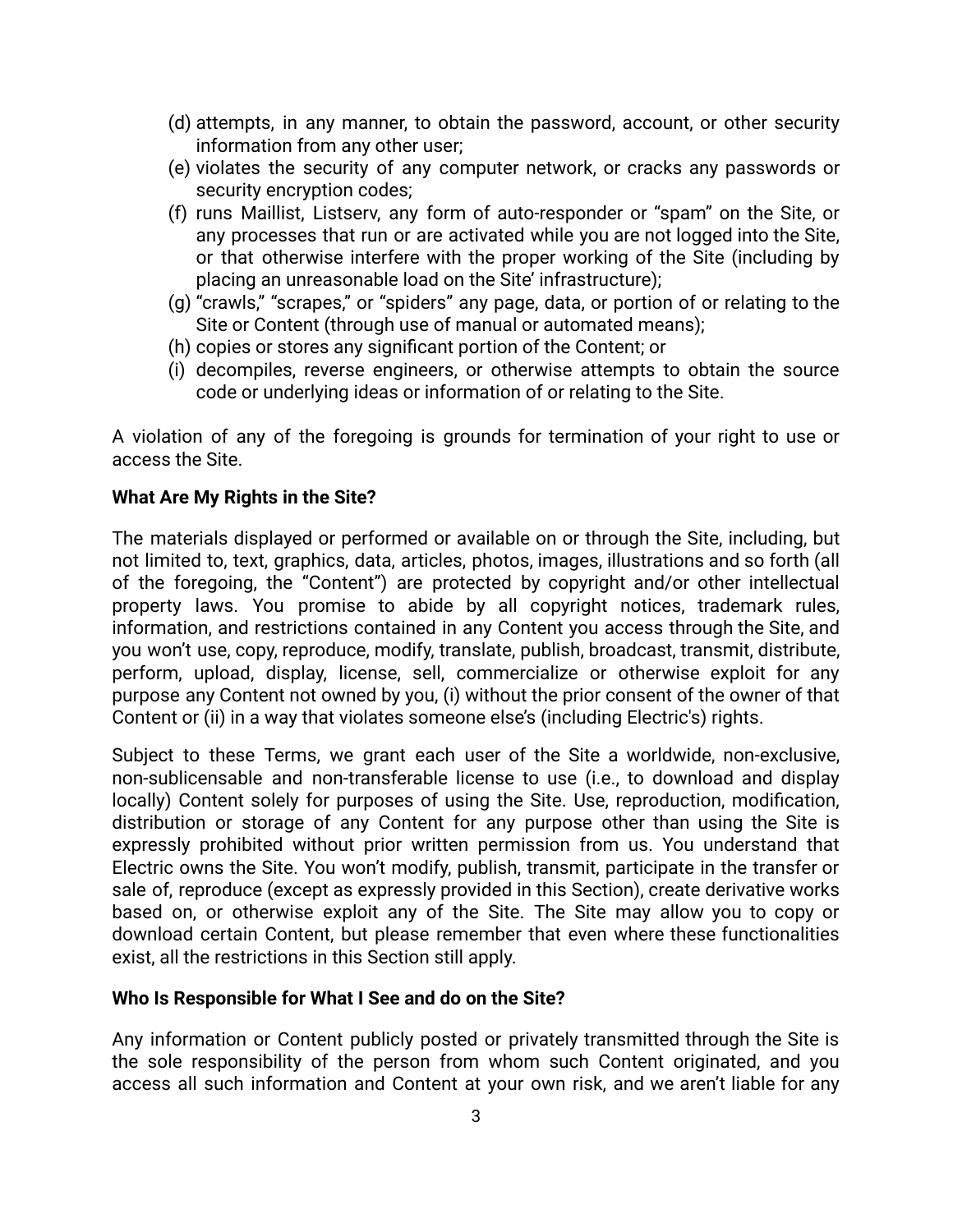(d) attempts, in any manner, to obtain the password, account, or other security information from any other user;
(e) violates the security of any computer network, or cracks any passwords or security encryption codes;
(f) runs Maillist, Listserv, any form of auto-responder or "spam" on the Site, or any processes that run or are activated while you are not logged into the Site, or that otherwise interfere with the proper working of the Site (including by placing an unreasonable load on the Site' infrastructure);
(g) "crawls," "scrapes," or "spiders" any page, data, or portion of or relating to the Site or Content (through use of manual or automated means);
(h) copies or stores any significant portion of the Content; or
(i) decompiles, reverse engineers, or otherwise attempts to obtain the source code or underlying ideas or information of or relating to the Site.

A violation of any of the foregoing is grounds for termination of your right to use or access the Site.

**What Are My Rights in the Site?**

The materials displayed or performed or available on or through the Site, including, but not limited to, text, graphics, data, articles, photos, images, illustrations and so forth (all of the foregoing, the "Content") are protected by copyright and/or other intellectual property laws. You promise to abide by all copyright notices, trademark rules, information, and restrictions contained in any Content you access through the Site, and you won't use, copy, reproduce, modify, translate, publish, broadcast, transmit, distribute, perform, upload, display, license, sell, commercialize or otherwise exploit for any purpose any Content not owned by you, (i) without the prior consent of the owner of that Content or (ii) in a way that violates someone else's (including Electric's) rights.

Subject to these Terms, we grant each user of the Site a worldwide, non-exclusive, non-sublicensable and non-transferable license to use (i.e., to download and display locally) Content solely for purposes of using the Site. Use, reproduction, modification, distribution or storage of any Content for any purpose other than using the Site is expressly prohibited without prior written permission from us. You understand that Electric owns the Site. You won't modify, publish, transmit, participate in the transfer or sale of, reproduce (except as expressly provided in this Section), create derivative works based on, or otherwise exploit any of the Site. The Site may allow you to copy or download certain Content, but please remember that even where these functionalities exist, all the restrictions in this Section still apply.

**Who Is Responsible for What I See and do on the Site?**

Any information or Content publicly posted or privately transmitted through the Site is the sole responsibility of the person from whom such Content originated, and you access all such information and Content at your own risk, and we aren't liable for any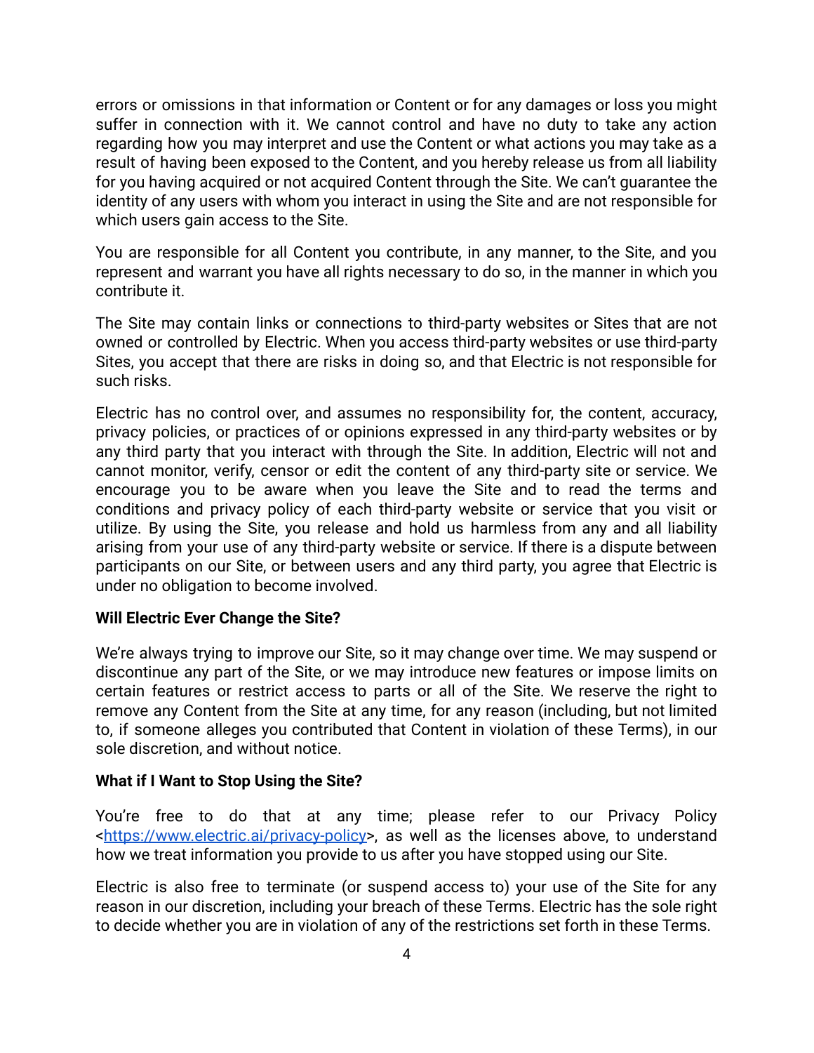errors or omissions in that information or Content or for any damages or loss you might suffer in connection with it. We cannot control and have no duty to take any action regarding how you may interpret and use the Content or what actions you may take as a result of having been exposed to the Content, and you hereby release us from all liability for you having acquired or not acquired Content through the Site. We can't guarantee the identity of any users with whom you interact in using the Site and are not responsible for which users gain access to the Site.

You are responsible for all Content you contribute, in any manner, to the Site, and you represent and warrant you have all rights necessary to do so, in the manner in which you contribute it.

The Site may contain links or connections to third-party websites or Sites that are not owned or controlled by Electric. When you access third-party websites or use third-party Sites, you accept that there are risks in doing so, and that Electric is not responsible for such risks.

Electric has no control over, and assumes no responsibility for, the content, accuracy, privacy policies, or practices of or opinions expressed in any third-party websites or by any third party that you interact with through the Site. In addition, Electric will not and cannot monitor, verify, censor or edit the content of any third-party site or service. We encourage you to be aware when you leave the Site and to read the terms and conditions and privacy policy of each third-party website or service that you visit or utilize. By using the Site, you release and hold us harmless from any and all liability arising from your use of any third-party website or service. If there is a dispute between participants on our Site, or between users and any third party, you agree that Electric is under no obligation to become involved.

**Will Electric Ever Change the Site?**

We're always trying to improve our Site, so it may change over time. We may suspend or discontinue any part of the Site, or we may introduce new features or impose limits on certain features or restrict access to parts or all of the Site. We reserve the right to remove any Content from the Site at any time, for any reason (including, but not limited to, if someone alleges you contributed that Content in violation of these Terms), in our sole discretion, and without notice.

**What if I Want to Stop Using the Site?**

You're free to do that at any time; please refer to our Privacy Policy <https://www.electric.ai/privacy-policy>, as well as the licenses above, to understand how we treat information you provide to us after you have stopped using our Site.

Electric is also free to terminate (or suspend access to) your use of the Site for any reason in our discretion, including your breach of these Terms. Electric has the sole right to decide whether you are in violation of any of the restrictions set forth in these Terms.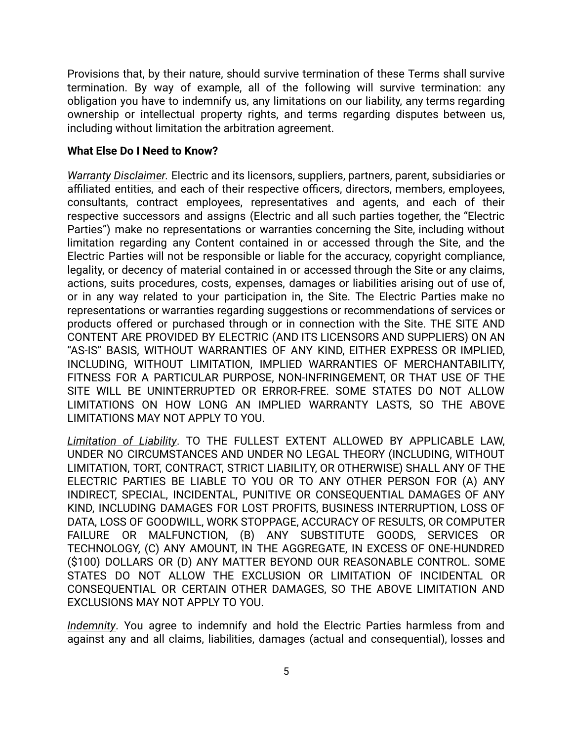Provisions that, by their nature, should survive termination of these Terms shall survive termination. By way of example, all of the following will survive termination: any obligation you have to indemnify us, any limitations on our liability, any terms regarding ownership or intellectual property rights, and terms regarding disputes between us, including without limitation the arbitration agreement.

**What Else Do I Need to Know?**

*Warranty Disclaimer*. Electric and its licensors, suppliers, partners, parent, subsidiaries or affiliated entities, and each of their respective officers, directors, members, employees, consultants, contract employees, representatives and agents, and each of their respective successors and assigns (Electric and all such parties together, the "Electric Parties") make no representations or warranties concerning the Site, including without limitation regarding any Content contained in or accessed through the Site, and the Electric Parties will not be responsible or liable for the accuracy, copyright compliance, legality, or decency of material contained in or accessed through the Site or any claims, actions, suits procedures, costs, expenses, damages or liabilities arising out of use of, or in any way related to your participation in, the Site. The Electric Parties make no representations or warranties regarding suggestions or recommendations of services or products offered or purchased through or in connection with the Site. THE SITE AND CONTENT ARE PROVIDED BY ELECTRIC (AND ITS LICENSORS AND SUPPLIERS) ON AN "AS-IS" BASIS, WITHOUT WARRANTIES OF ANY KIND, EITHER EXPRESS OR IMPLIED, INCLUDING, WITHOUT LIMITATION, IMPLIED WARRANTIES OF MERCHANTABILITY, FITNESS FOR A PARTICULAR PURPOSE, NON-INFRINGEMENT, OR THAT USE OF THE SITE WILL BE UNINTERRUPTED OR ERROR-FREE. SOME STATES DO NOT ALLOW LIMITATIONS ON HOW LONG AN IMPLIED WARRANTY LASTS, SO THE ABOVE LIMITATIONS MAY NOT APPLY TO YOU.

*Limitation of Liability*. TO THE FULLEST EXTENT ALLOWED BY APPLICABLE LAW, UNDER NO CIRCUMSTANCES AND UNDER NO LEGAL THEORY (INCLUDING, WITHOUT LIMITATION, TORT, CONTRACT, STRICT LIABILITY, OR OTHERWISE) SHALL ANY OF THE ELECTRIC PARTIES BE LIABLE TO YOU OR TO ANY OTHER PERSON FOR (A) ANY INDIRECT, SPECIAL, INCIDENTAL, PUNITIVE OR CONSEQUENTIAL DAMAGES OF ANY KIND, INCLUDING DAMAGES FOR LOST PROFITS, BUSINESS INTERRUPTION, LOSS OF DATA, LOSS OF GOODWILL, WORK STOPPAGE, ACCURACY OF RESULTS, OR COMPUTER FAILURE OR MALFUNCTION, (B) ANY SUBSTITUTE GOODS, SERVICES OR TECHNOLOGY, (C) ANY AMOUNT, IN THE AGGREGATE, IN EXCESS OF ONE-HUNDRED ($100) DOLLARS OR (D) ANY MATTER BEYOND OUR REASONABLE CONTROL. SOME STATES DO NOT ALLOW THE EXCLUSION OR LIMITATION OF INCIDENTAL OR CONSEQUENTIAL OR CERTAIN OTHER DAMAGES, SO THE ABOVE LIMITATION AND EXCLUSIONS MAY NOT APPLY TO YOU.

*Indemnity*. You agree to indemnify and hold the Electric Parties harmless from and against any and all claims, liabilities, damages (actual and consequential), losses and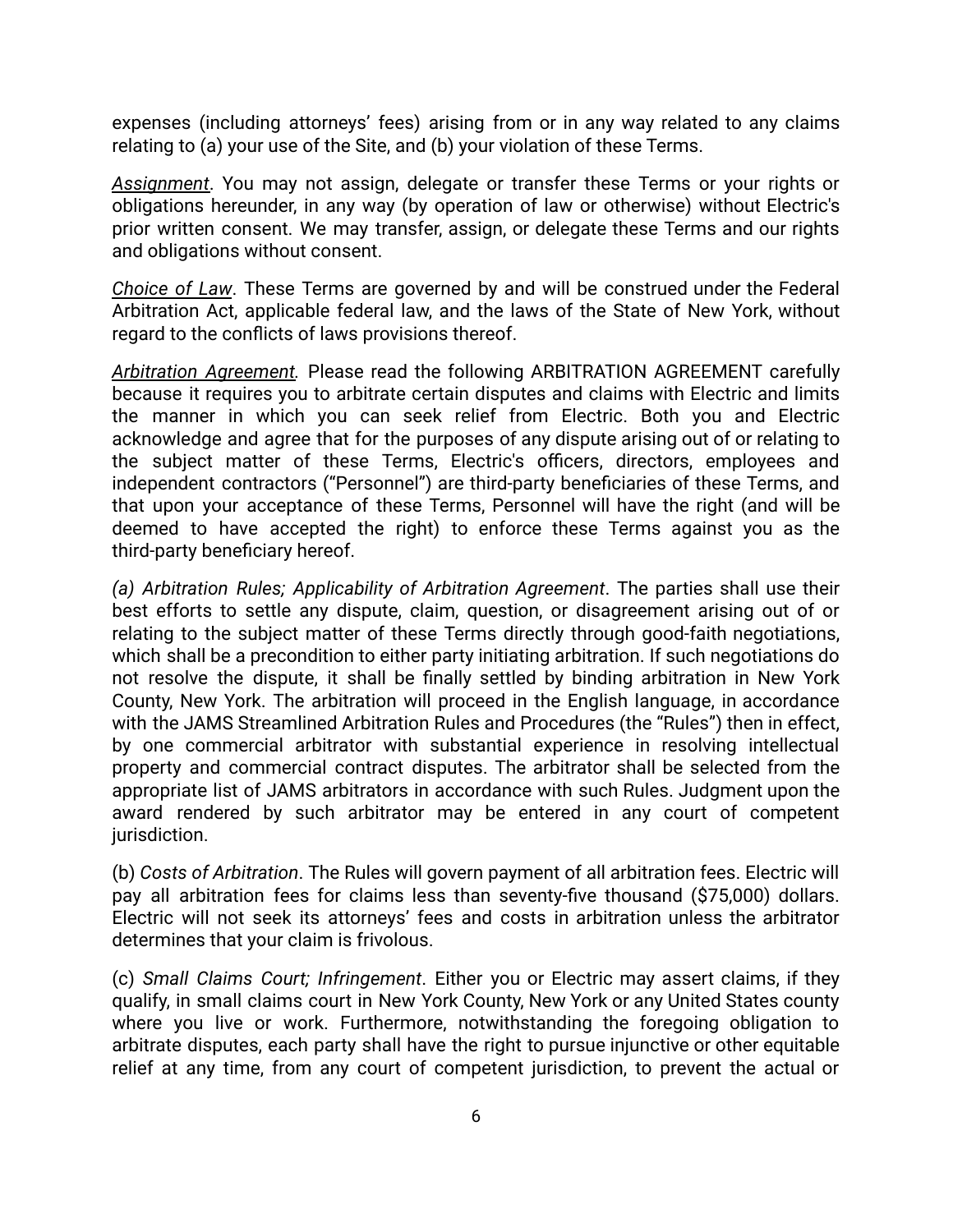expenses (including attorneys' fees) arising from or in any way related to any claims relating to (a) your use of the Site, and (b) your violation of these Terms.

***Assignment***. You may not assign, delegate or transfer these Terms or your rights or obligations hereunder, in any way (by operation of law or otherwise) without Electric's prior written consent. We may transfer, assign, or delegate these Terms and our rights and obligations without consent.

***Choice of Law***. These Terms are governed by and will be construed under the Federal Arbitration Act, applicable federal law, and the laws of the State of New York, without regard to the conflicts of laws provisions thereof.

***Arbitration Agreement***. Please read the following ARBITRATION AGREEMENT carefully because it requires you to arbitrate certain disputes and claims with Electric and limits the manner in which you can seek relief from Electric. Both you and Electric acknowledge and agree that for the purposes of any dispute arising out of or relating to the subject matter of these Terms, Electric's officers, directors, employees and independent contractors ("Personnel") are third-party beneficiaries of these Terms, and that upon your acceptance of these Terms, Personnel will have the right (and will be deemed to have accepted the right) to enforce these Terms against you as the third-party beneficiary hereof.

*(a) Arbitration Rules; Applicability of Arbitration Agreement*. The parties shall use their best efforts to settle any dispute, claim, question, or disagreement arising out of or relating to the subject matter of these Terms directly through good-faith negotiations, which shall be a precondition to either party initiating arbitration. If such negotiations do not resolve the dispute, it shall be finally settled by binding arbitration in New York County, New York. The arbitration will proceed in the English language, in accordance with the JAMS Streamlined Arbitration Rules and Procedures (the "Rules") then in effect, by one commercial arbitrator with substantial experience in resolving intellectual property and commercial contract disputes. The arbitrator shall be selected from the appropriate list of JAMS arbitrators in accordance with such Rules. Judgment upon the award rendered by such arbitrator may be entered in any court of competent jurisdiction.

(b) *Costs of Arbitration*. The Rules will govern payment of all arbitration fees. Electric will pay all arbitration fees for claims less than seventy-five thousand ($75,000) dollars. Electric will not seek its attorneys' fees and costs in arbitration unless the arbitrator determines that your claim is frivolous.

(c) *Small Claims Court; Infringement*. Either you or Electric may assert claims, if they qualify, in small claims court in New York County, New York or any United States county where you live or work. Furthermore, notwithstanding the foregoing obligation to arbitrate disputes, each party shall have the right to pursue injunctive or other equitable relief at any time, from any court of competent jurisdiction, to prevent the actual or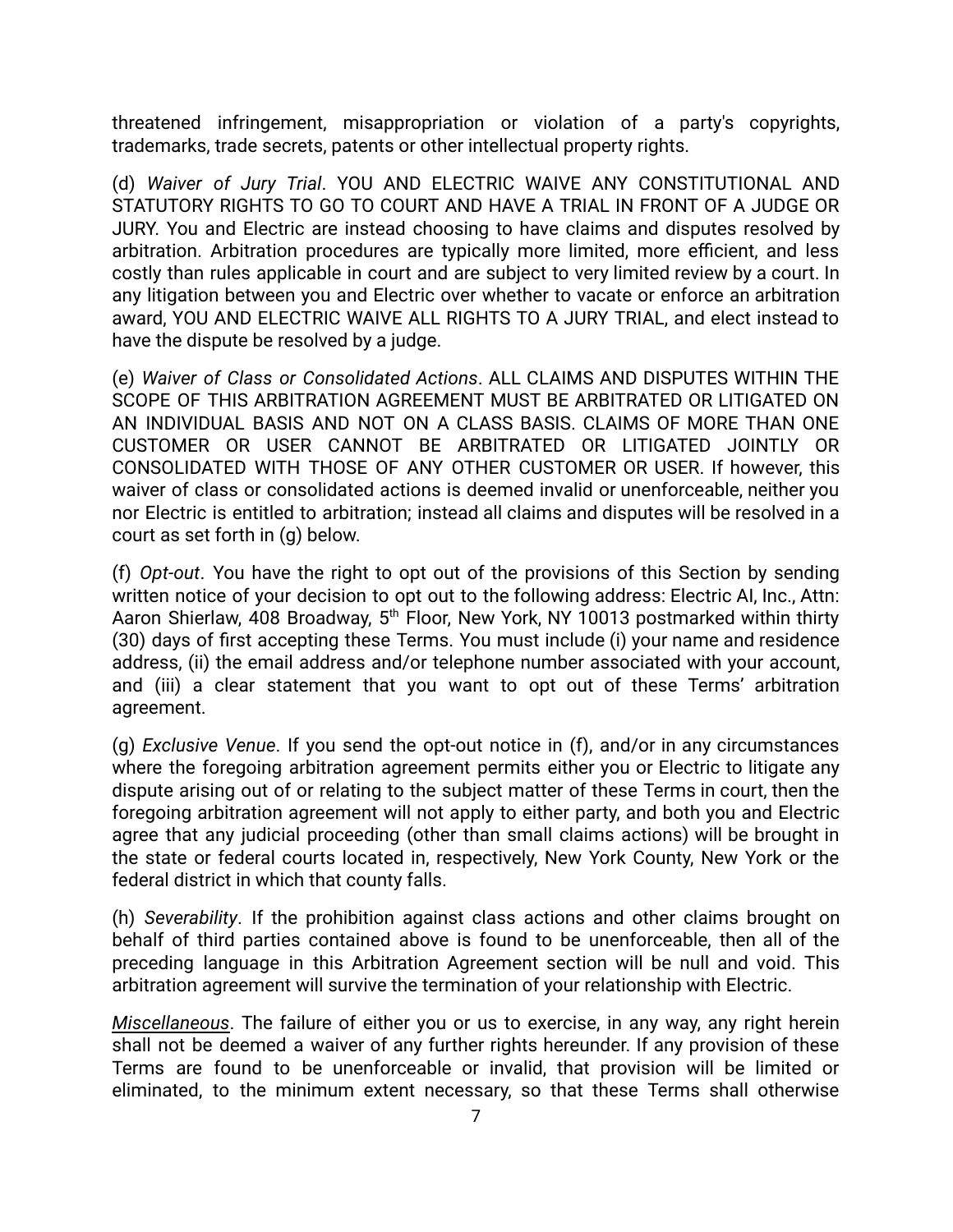threatened infringement, misappropriation or violation of a party's copyrights, trademarks, trade secrets, patents or other intellectual property rights.

(d) *Waiver of Jury Trial*. YOU AND ELECTRIC WAIVE ANY CONSTITUTIONAL AND STATUTORY RIGHTS TO GO TO COURT AND HAVE A TRIAL IN FRONT OF A JUDGE OR JURY. You and Electric are instead choosing to have claims and disputes resolved by arbitration. Arbitration procedures are typically more limited, more efficient, and less costly than rules applicable in court and are subject to very limited review by a court. In any litigation between you and Electric over whether to vacate or enforce an arbitration award, YOU AND ELECTRIC WAIVE ALL RIGHTS TO A JURY TRIAL, and elect instead to have the dispute be resolved by a judge.

(e) *Waiver of Class or Consolidated Actions*. ALL CLAIMS AND DISPUTES WITHIN THE SCOPE OF THIS ARBITRATION AGREEMENT MUST BE ARBITRATED OR LITIGATED ON AN INDIVIDUAL BASIS AND NOT ON A CLASS BASIS. CLAIMS OF MORE THAN ONE CUSTOMER OR USER CANNOT BE ARBITRATED OR LITIGATED JOINTLY OR CONSOLIDATED WITH THOSE OF ANY OTHER CUSTOMER OR USER. If however, this waiver of class or consolidated actions is deemed invalid or unenforceable, neither you nor Electric is entitled to arbitration; instead all claims and disputes will be resolved in a court as set forth in (g) below.

(f) *Opt-out*. You have the right to opt out of the provisions of this Section by sending written notice of your decision to opt out to the following address: Electric AI, Inc., Attn: Aaron Shierlaw, 408 Broadway, 5th Floor, New York, NY 10013 postmarked within thirty (30) days of first accepting these Terms. You must include (i) your name and residence address, (ii) the email address and/or telephone number associated with your account, and (iii) a clear statement that you want to opt out of these Terms' arbitration agreement.

(g) *Exclusive Venue*. If you send the opt-out notice in (f), and/or in any circumstances where the foregoing arbitration agreement permits either you or Electric to litigate any dispute arising out of or relating to the subject matter of these Terms in court, then the foregoing arbitration agreement will not apply to either party, and both you and Electric agree that any judicial proceeding (other than small claims actions) will be brought in the state or federal courts located in, respectively, New York County, New York or the federal district in which that county falls.

(h) *Severability*. If the prohibition against class actions and other claims brought on behalf of third parties contained above is found to be unenforceable, then all of the preceding language in this Arbitration Agreement section will be null and void. This arbitration agreement will survive the termination of your relationship with Electric.

*Miscellaneous*. The failure of either you or us to exercise, in any way, any right herein shall not be deemed a waiver of any further rights hereunder. If any provision of these Terms are found to be unenforceable or invalid, that provision will be limited or eliminated, to the minimum extent necessary, so that these Terms shall otherwise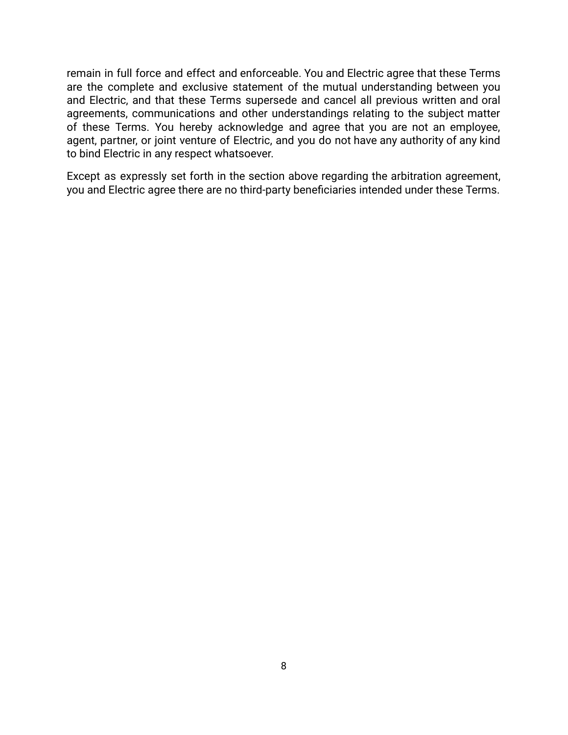remain in full force and effect and enforceable. You and Electric agree that these Terms are the complete and exclusive statement of the mutual understanding between you and Electric, and that these Terms supersede and cancel all previous written and oral agreements, communications and other understandings relating to the subject matter of these Terms. You hereby acknowledge and agree that you are not an employee, agent, partner, or joint venture of Electric, and you do not have any authority of any kind to bind Electric in any respect whatsoever.

Except as expressly set forth in the section above regarding the arbitration agreement, you and Electric agree there are no third-party beneficiaries intended under these Terms.